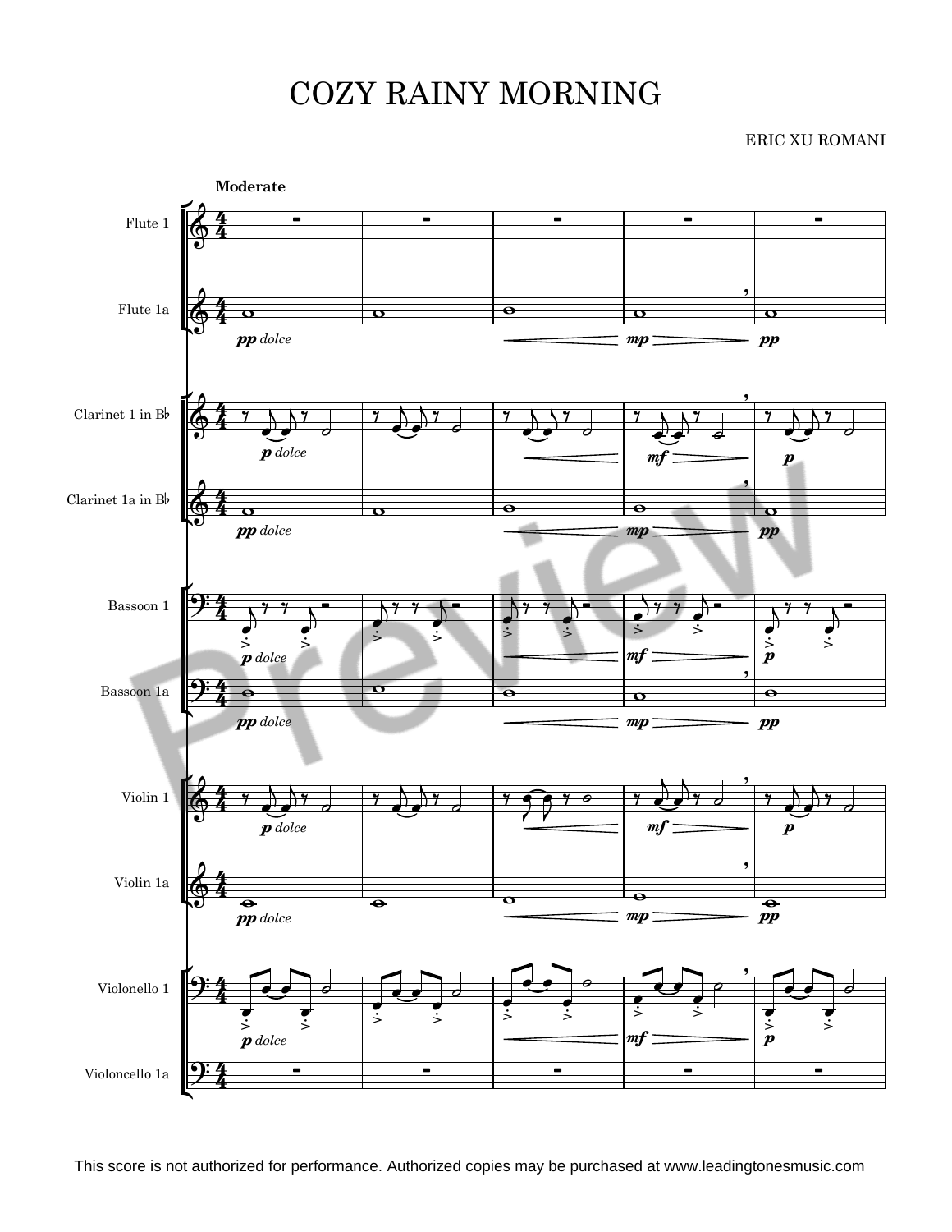# COZY RAINY MORNING

ERIC XU ROMANI

This score is not authorized for performance. Authorized copies may be purchased at www.leadingtonesmusic.com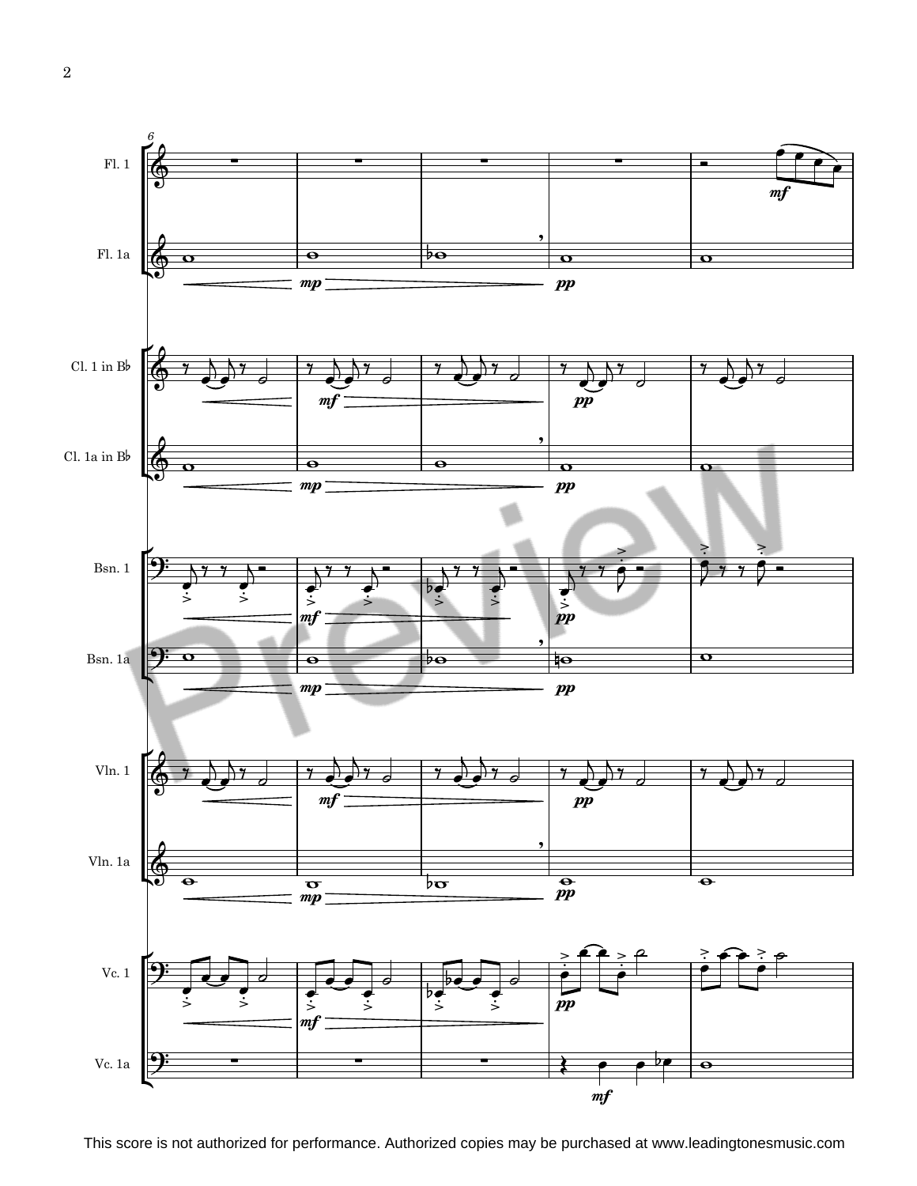This score is not authorized for performance. Authorized copies may be purchased at www.leadingtonesmusic.com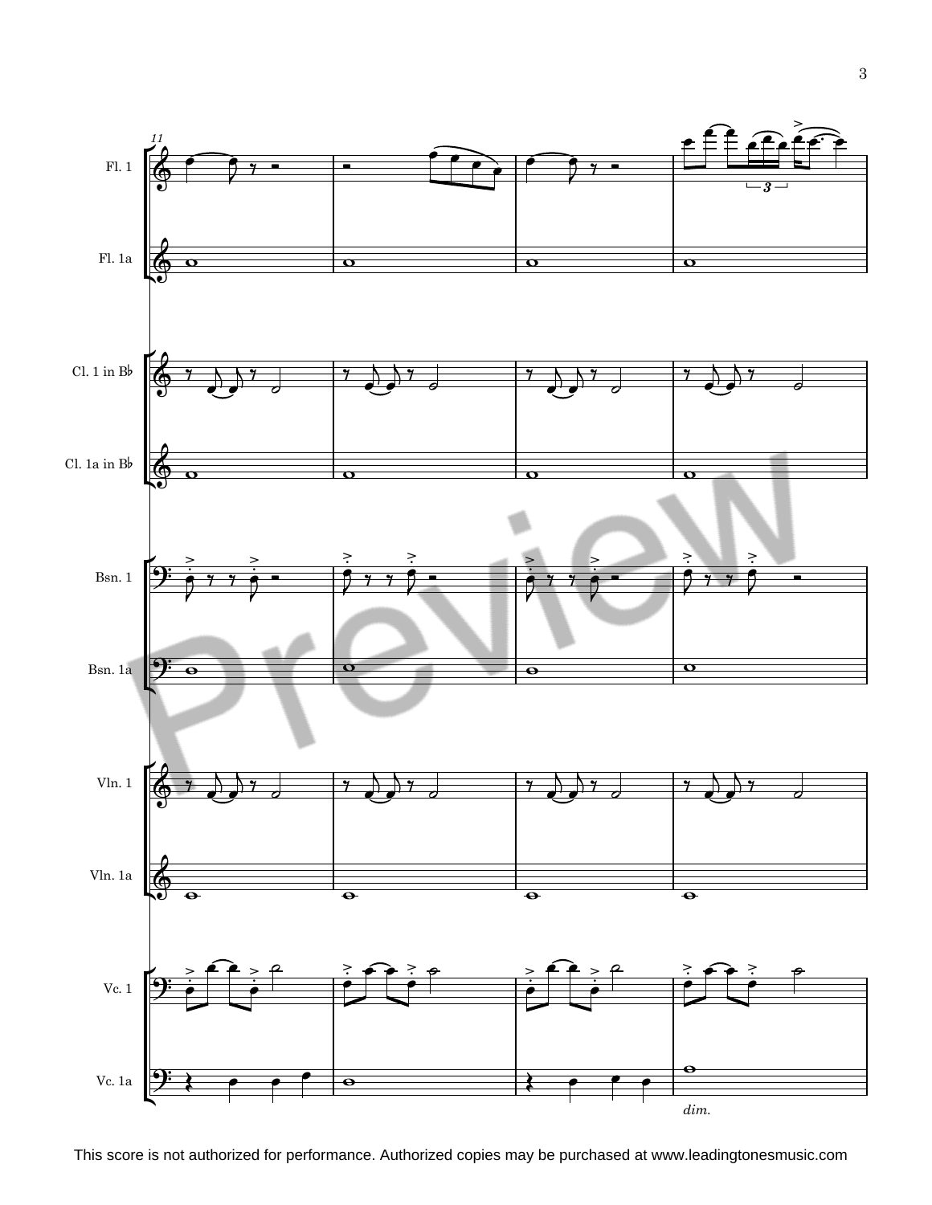This score is not authorized for performance. Authorized copies may be purchased at www.leadingtonesmusic.com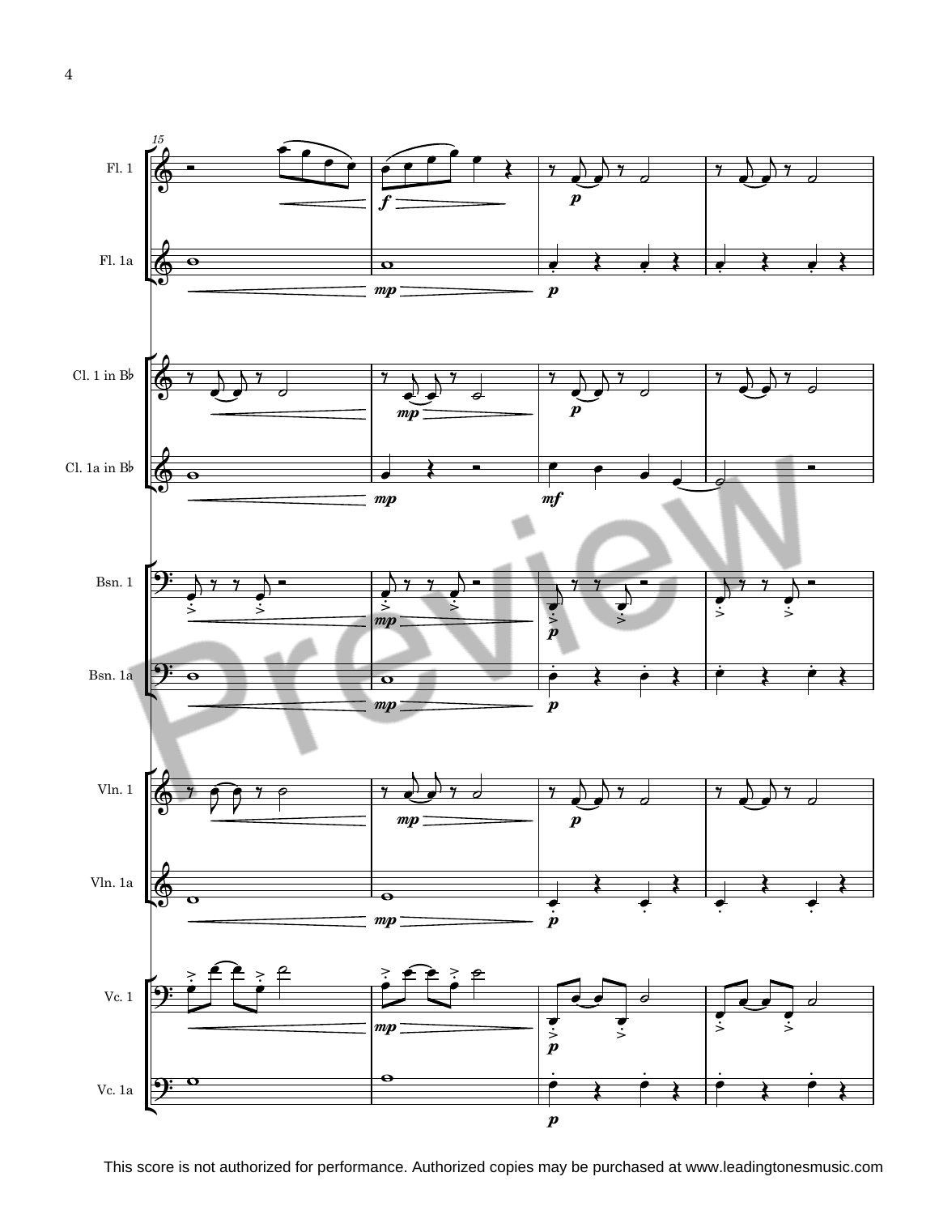This score is not authorized for performance. Authorized copies may be purchased at www.leadingtonesmusic.com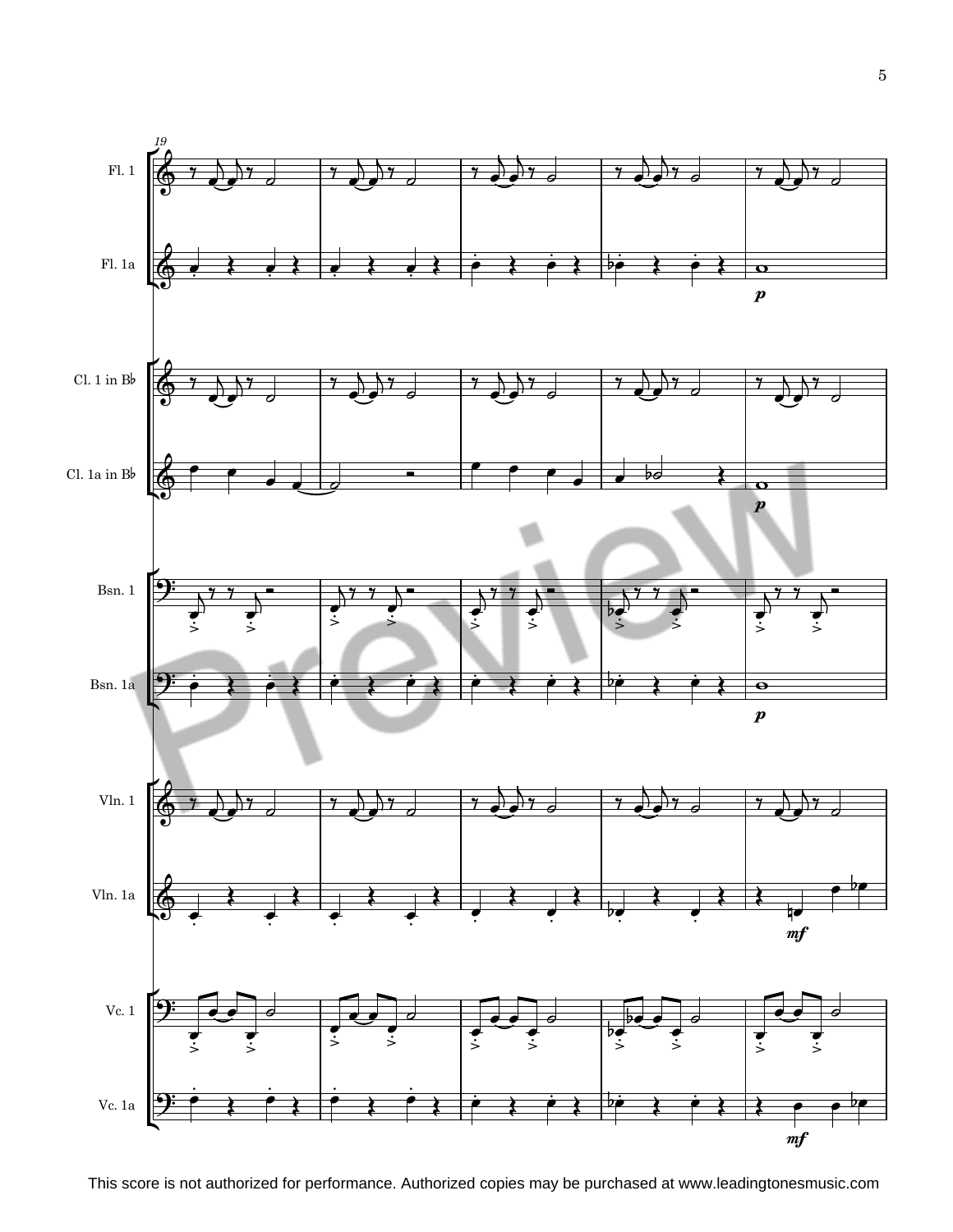This score is not authorized for performance. Authorized copies may be purchased at www.leadingtonesmusic.com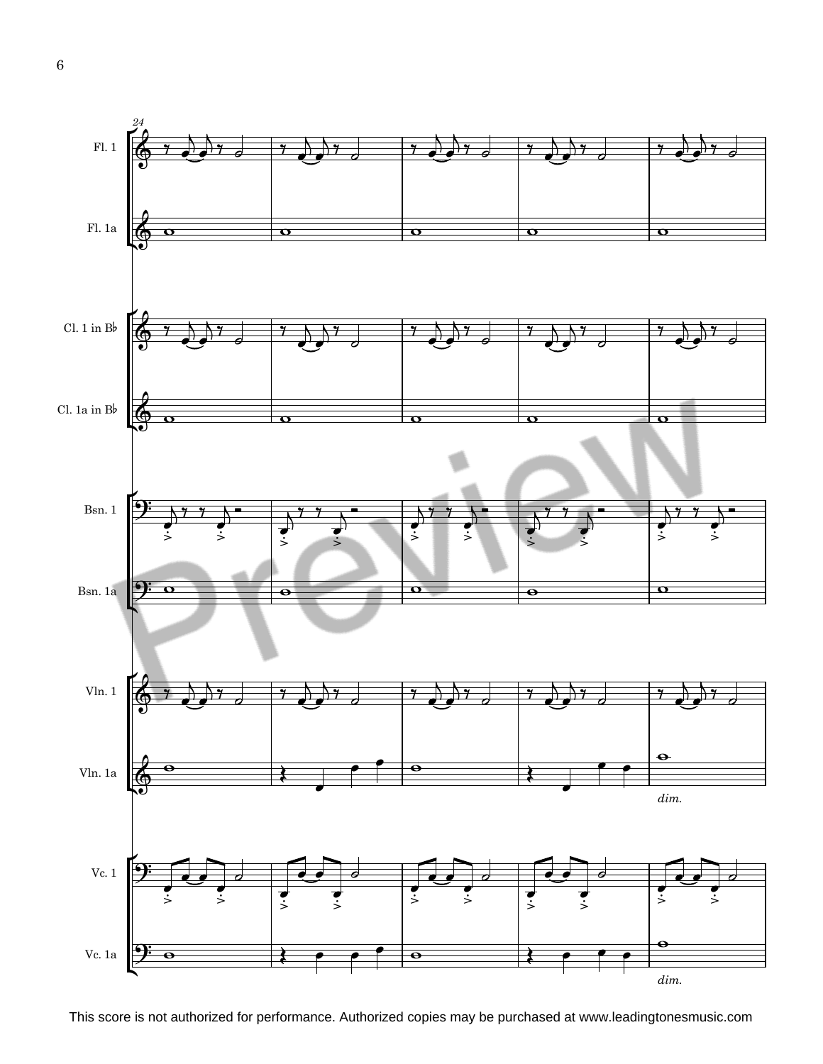This score is not authorized for performance. Authorized copies may be purchased at www.leadingtonesmusic.com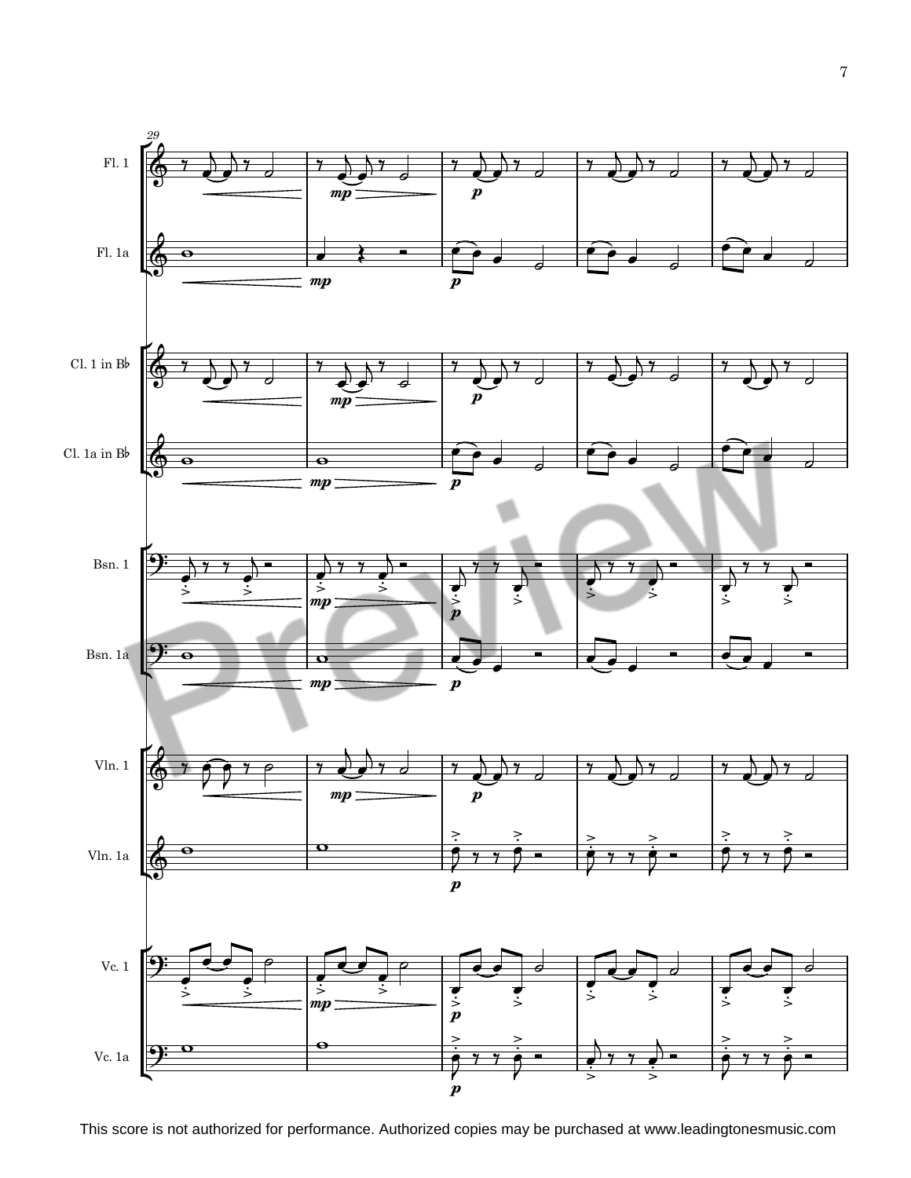29

Fl. 1

Fl. 1a

Cl. 1 in B♭

Cl. 1a in B♭

Bsn. 1

Bsn. 1a

Vln. 1

Vln. 1a

Vc. 1

Vc. 1a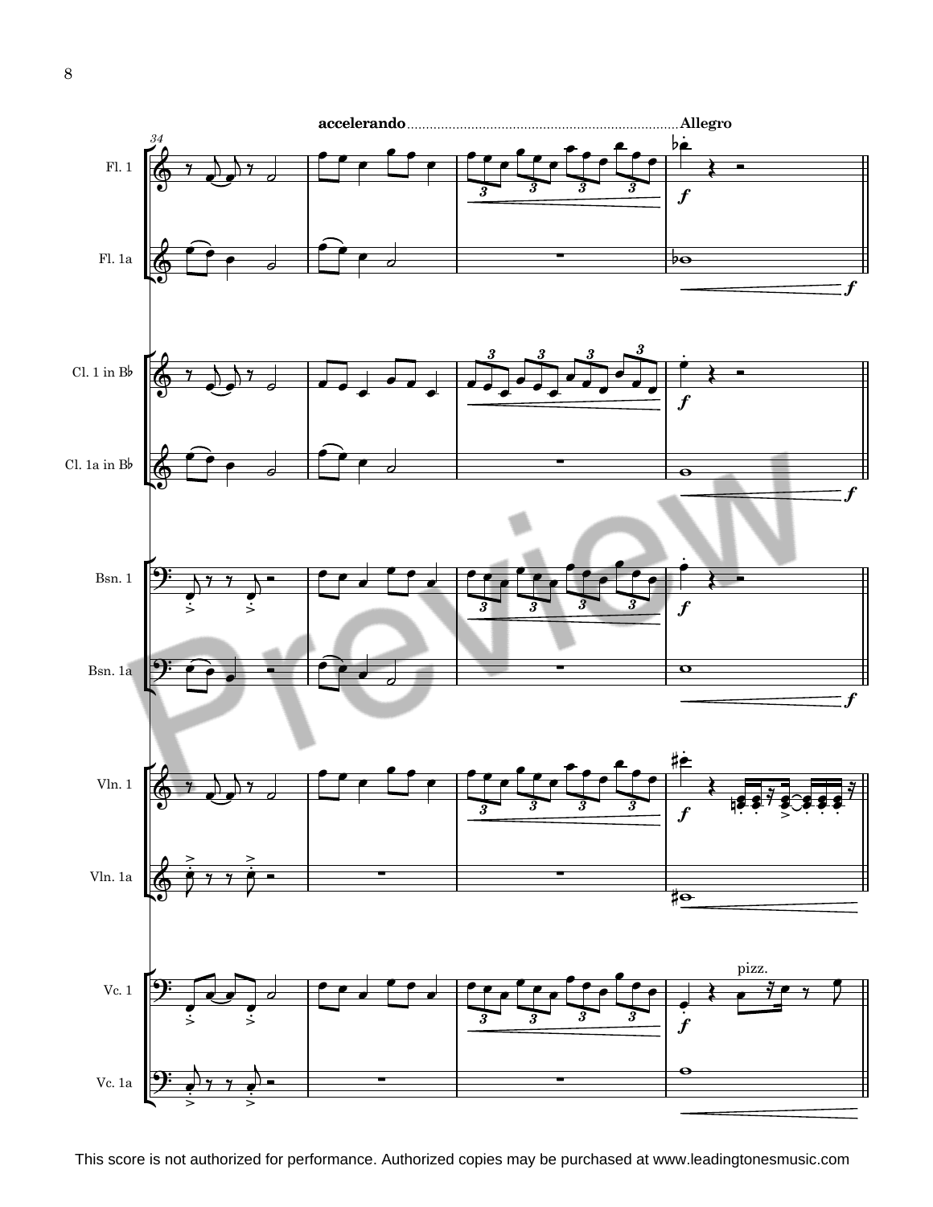accelerando........................................................................Allegro

This score is not authorized for performance. Authorized copies may be purchased at www.leadingtonesmusic.com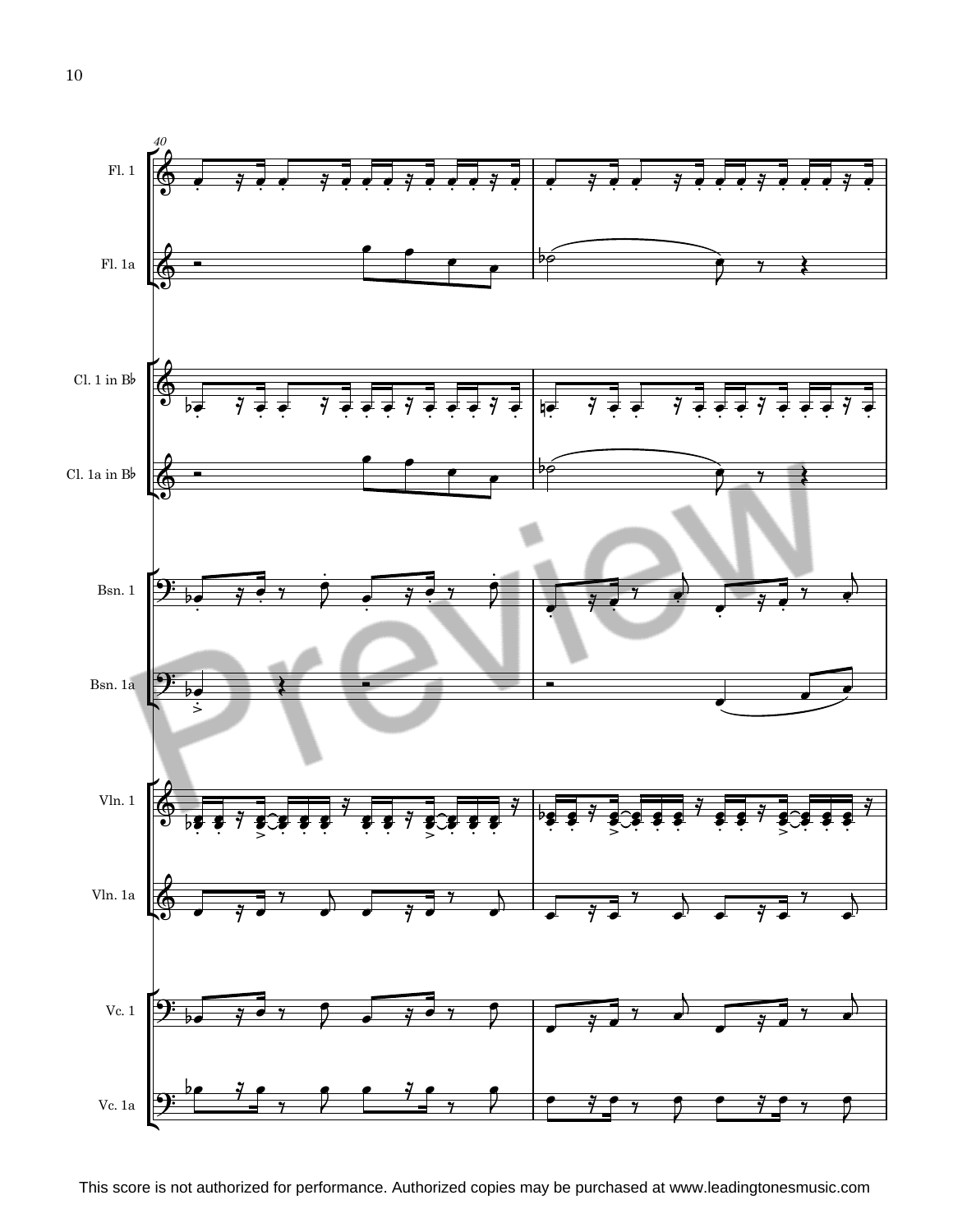Fl. 1

Fl. 1a

Cl. 1 in B♭

Cl. 1a in B♭

Bsn. 1

Bsn. 1a

Vln. 1

Vln. 1a

Vc. 1

Vc. 1a

This score is not authorized for performance. Authorized copies may be purchased at www.leadingtonesmusic.com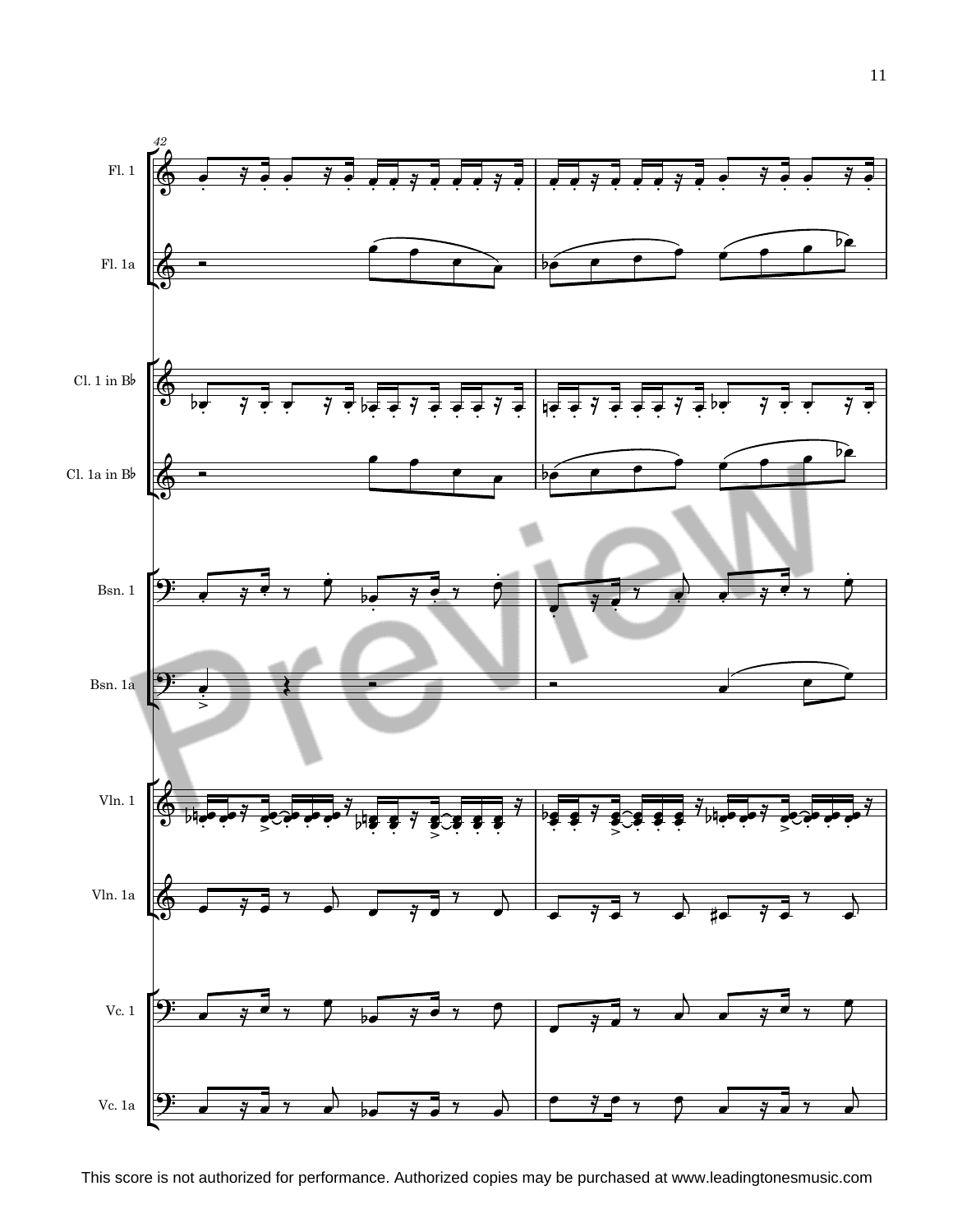Fl. 1

Fl. 1a

Cl. 1 in B♭

Cl. 1a in B♭

Bsn. 1

Bsn. 1a

Vln. 1

Vln. 1a

Vc. 1

Vc. 1a

This score is not authorized for performance. Authorized copies may be purchased at www.leadingtonesmusic.com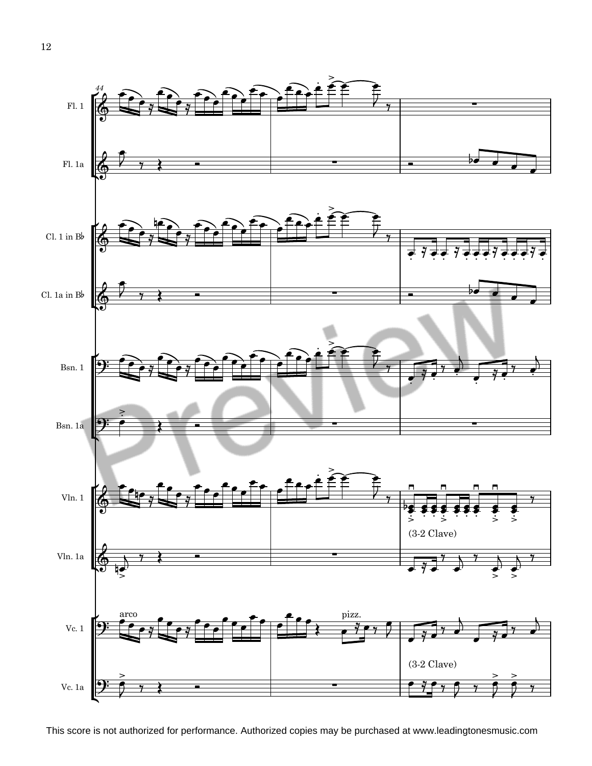44

Fl. 1

Fl. 1a

Cl. 1 in B♭

Cl. 1a in B♭

Bsn. 1

Bsn. 1a

Vln. 1

(3-2 Clave)

Vln. 1a

Vc. 1

arco

pizz.

(3-2 Clave)

Vc. 1a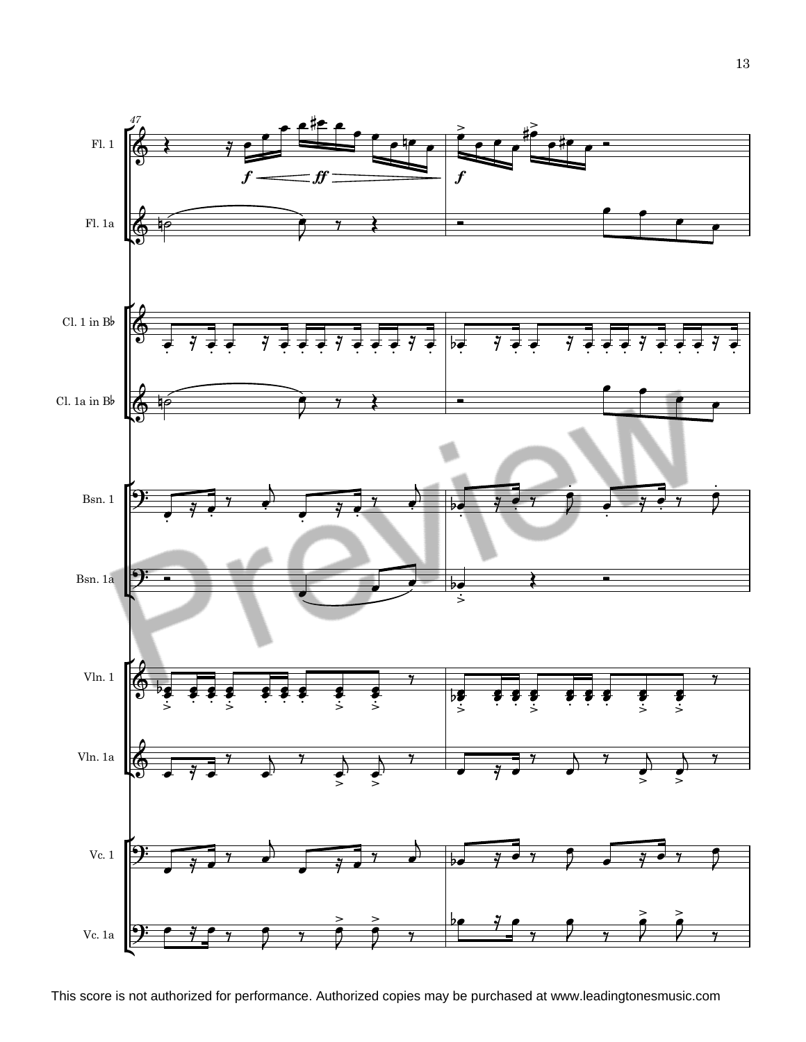Fl. 1

Fl. 1a

Cl. 1 in B♭

Cl. 1a in B♭

Bsn. 1

Bsn. 1a

Vln. 1

Vln. 1a

Vc. 1

Vc. 1a

This score is not authorized for performance. Authorized copies may be purchased at www.leadingtonesmusic.com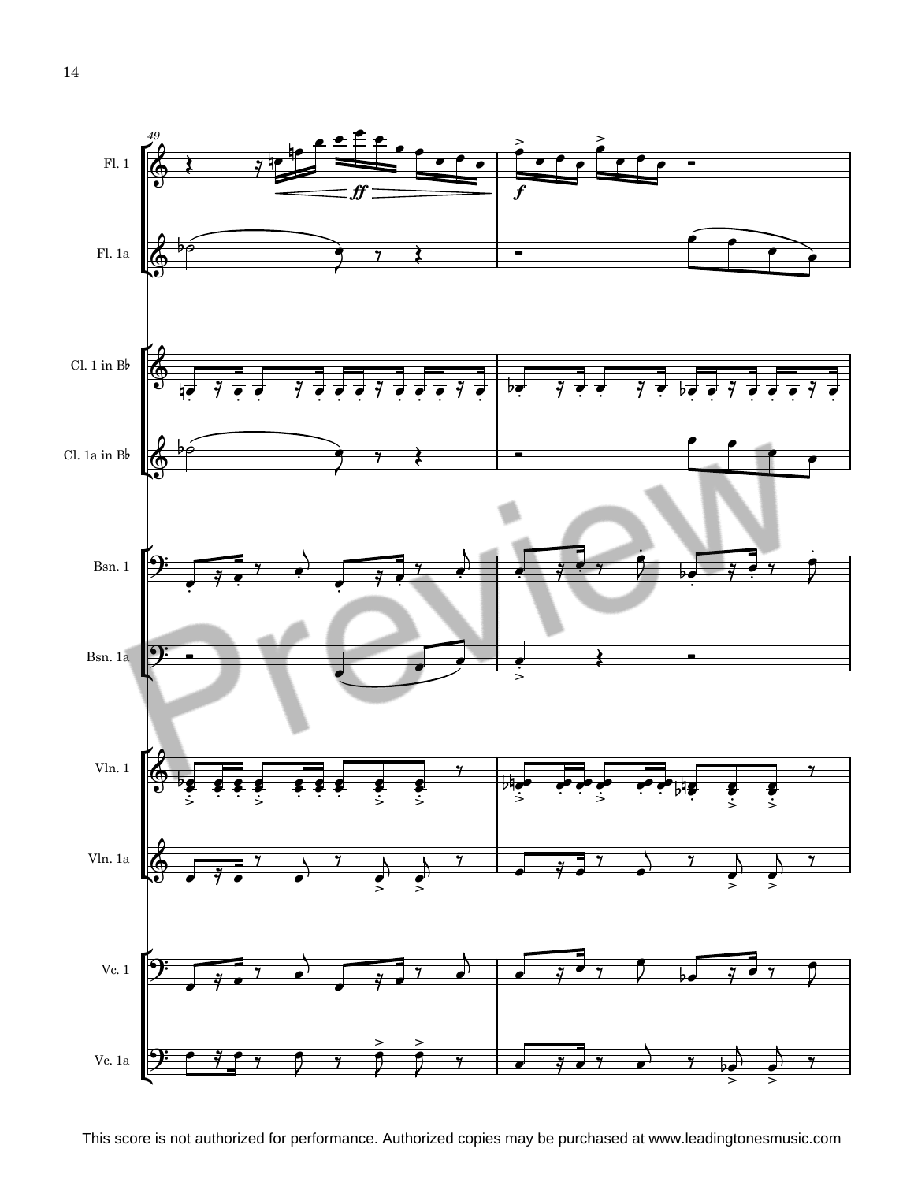This score is not authorized for performance. Authorized copies may be purchased at www.leadingtonesmusic.com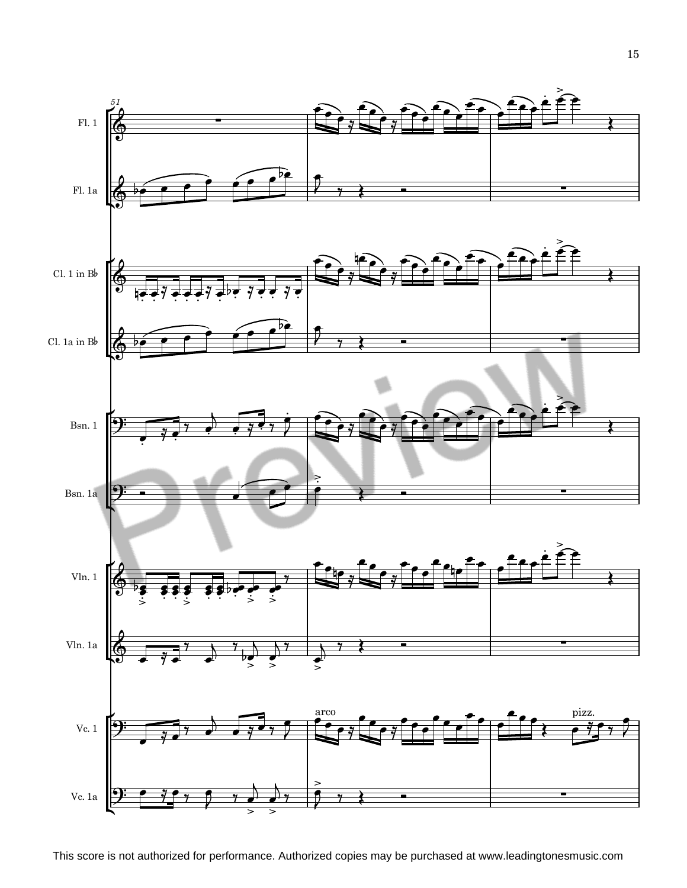51

Fl. 1

Fl. 1a

Cl. 1 in B♭

Cl. 1a in B♭

Bsn. 1

Bsn. 1a

Vln. 1

Vln. 1a

arco

pizz.

Vc. 1

Vc. 1a

This score is not authorized for performance. Authorized copies may be purchased at www.leadingtonesmusic.com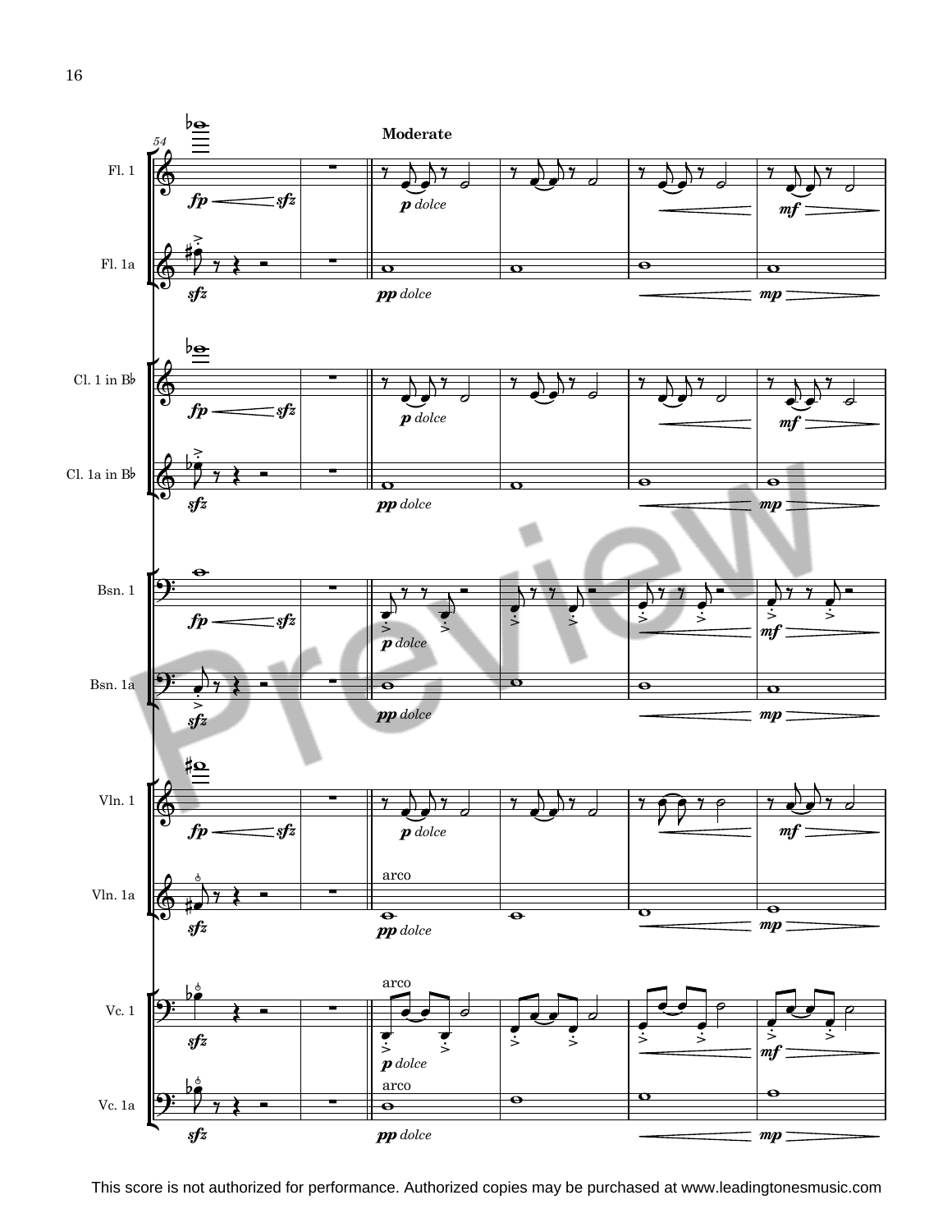54

**Moderate**

Fl. 1

*fp* *sfz* *p dolce* *mf*

Fl. 1a

*sfz* *pp dolce* *mp*

Cl. 1 in B♭

*fp* *sfz* *p dolce* *mf*

Cl. 1a in B♭

*sfz* *pp dolce* *mp*

Bsn. 1

*fp* *sfz* *p dolce* *mf*

Bsn. 1a

*sfz* *pp dolce* *mp*

Vln. 1

*fp* *sfz* *p dolce* *mf*

Vln. 1a

arco

*sfz* *pp dolce* *mp*

Vc. 1

arco

*sfz* *p dolce* *mf*

Vc. 1a

arco

*sfz* *pp dolce* *mp*

This score is not authorized for performance. Authorized copies may be purchased at www.leadingtonesmusic.com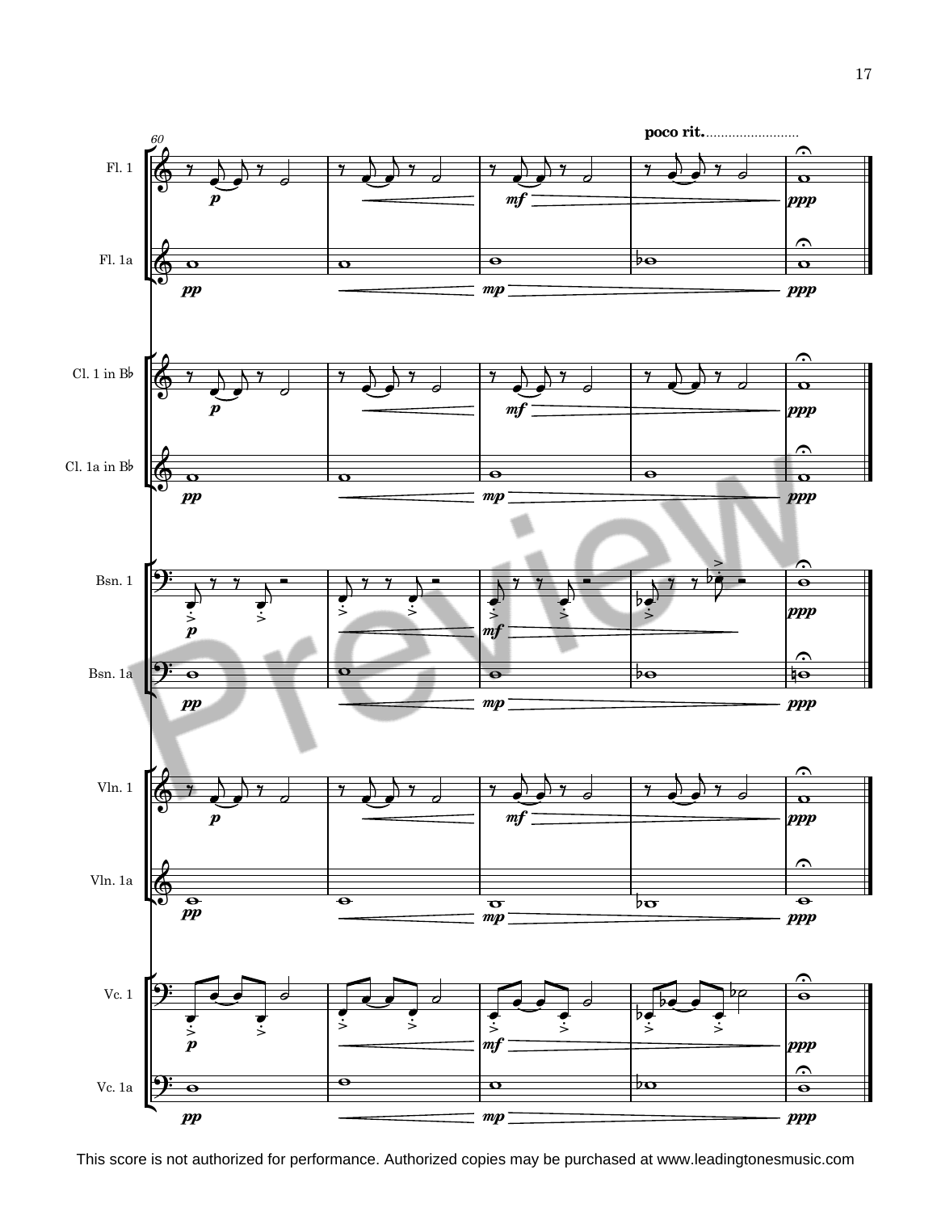poco rit.

Fl. 1

Fl. 1a

Cl. 1 in B♭

Cl. 1a in B♭

Bsn. 1

Bsn. 1a

Vln. 1

Vln. 1a

Vc. 1

Vc. 1a

This score is not authorized for performance. Authorized copies may be purchased at www.leadingtonesmusic.com